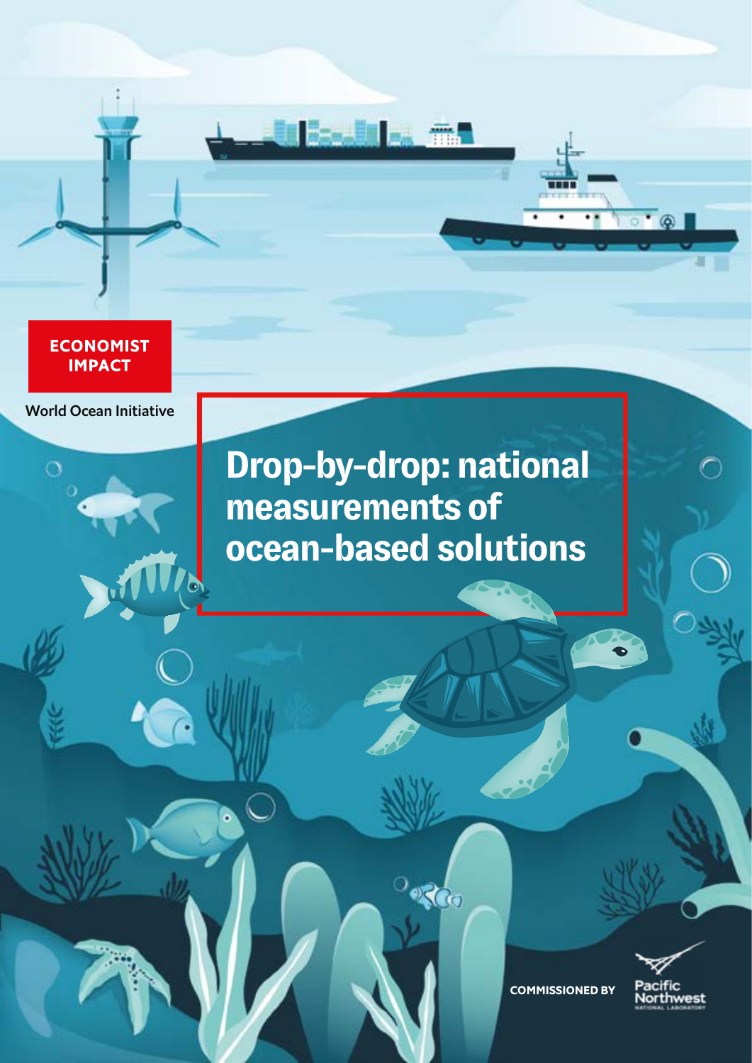ECONOMIST IMPACT

World Ocean Initiative

# Drop-by-drop: national measurements of ocean-based solutions

COMMISSIONED BY

Pacific Northwest NATIONAL LABORATORY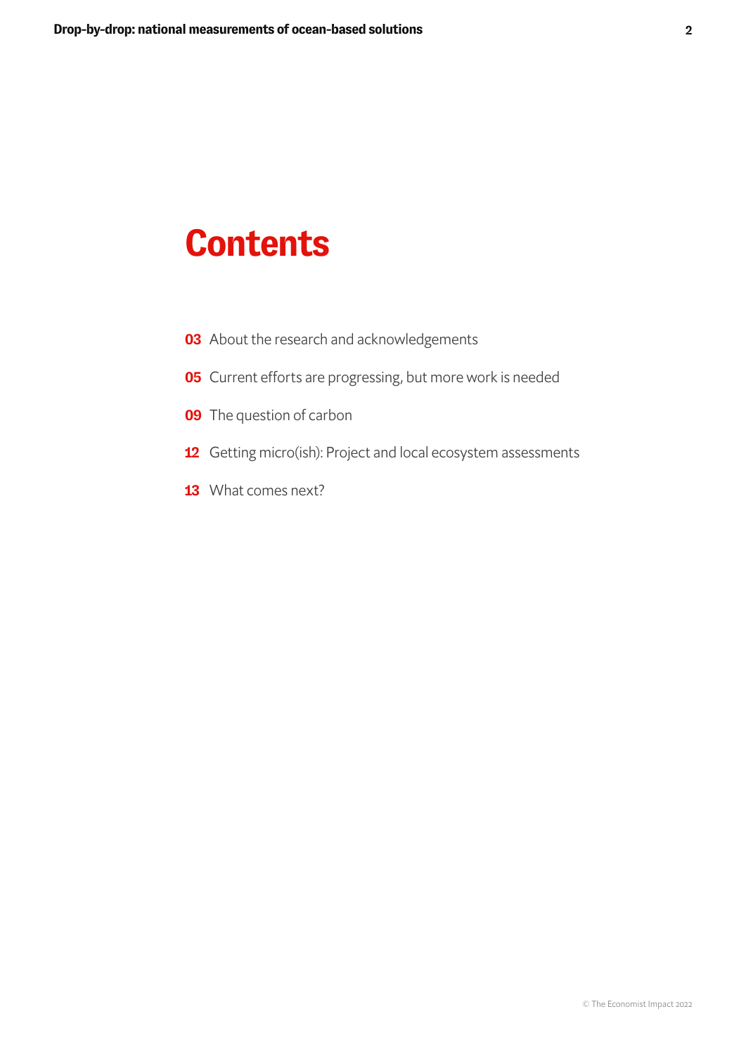# Contents

**03** About the research and acknowledgements

**05** Current efforts are progressing, but more work is needed

**09** The question of carbon

**12** Getting micro(ish): Project and local ecosystem assessments

**13** What comes next?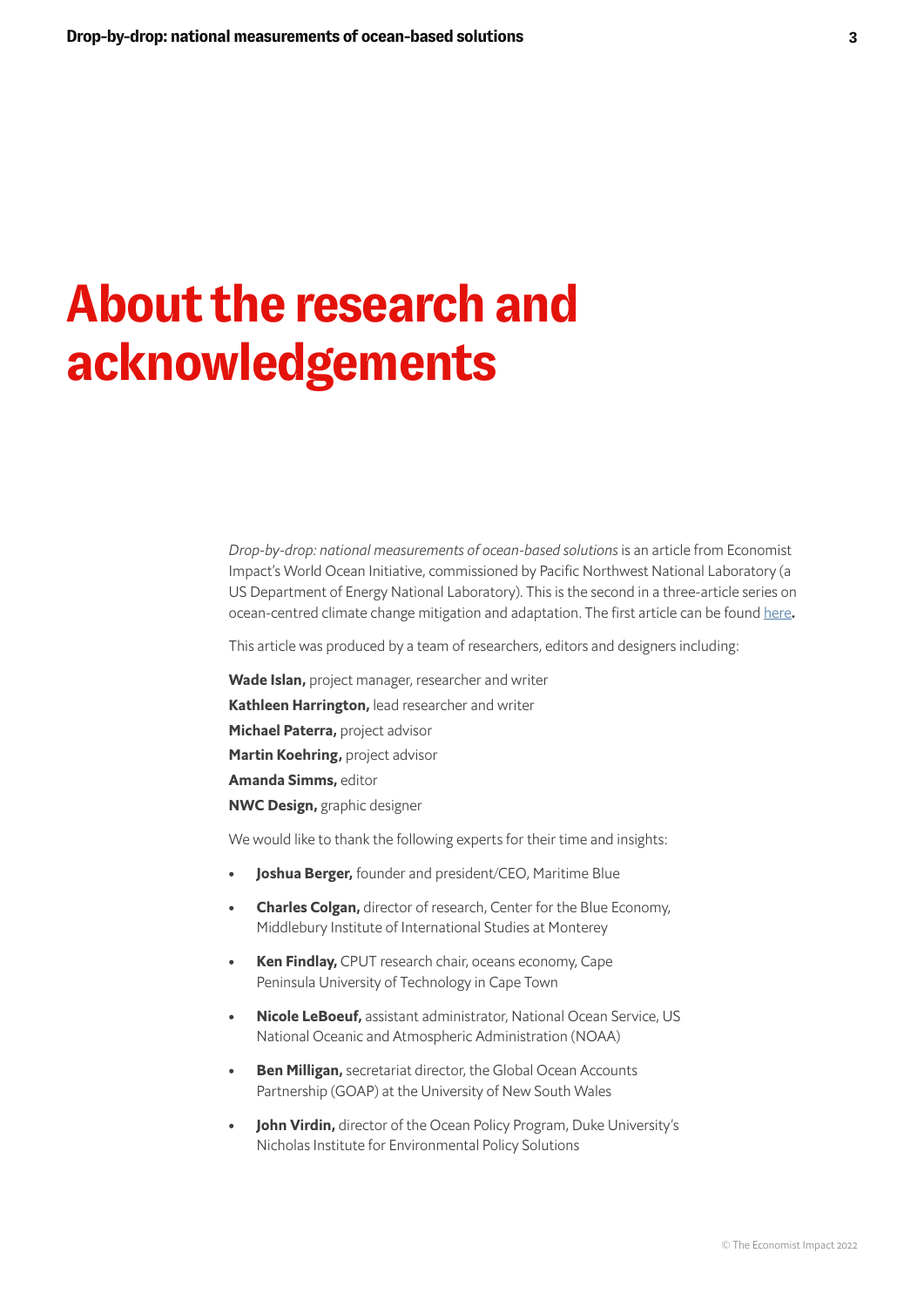# About the research and acknowledgements

*Drop-by-drop: national measurements of ocean-based solutions* is an article from Economist Impact's World Ocean Initiative, commissioned by Pacific Northwest National Laboratory (a US Department of Energy National Laboratory). This is the second in a three-article series on ocean-centred climate change mitigation and adaptation. The first article can be found here.

This article was produced by a team of researchers, editors and designers including:

**Wade Islan,** project manager, researcher and writer

**Kathleen Harrington,** lead researcher and writer

**Michael Paterra,** project advisor

**Martin Koehring,** project advisor

**Amanda Simms,** editor

**NWC Design,** graphic designer

We would like to thank the following experts for their time and insights:

- **Joshua Berger,** founder and president/CEO, Maritime Blue
- **Charles Colgan,** director of research, Center for the Blue Economy, Middlebury Institute of International Studies at Monterey
- **Ken Findlay,** CPUT research chair, oceans economy, Cape Peninsula University of Technology in Cape Town
- **Nicole LeBoeuf,** assistant administrator, National Ocean Service, US National Oceanic and Atmospheric Administration (NOAA)
- **Ben Milligan,** secretariat director, the Global Ocean Accounts Partnership (GOAP) at the University of New South Wales
- **John Virdin,** director of the Ocean Policy Program, Duke University's Nicholas Institute for Environmental Policy Solutions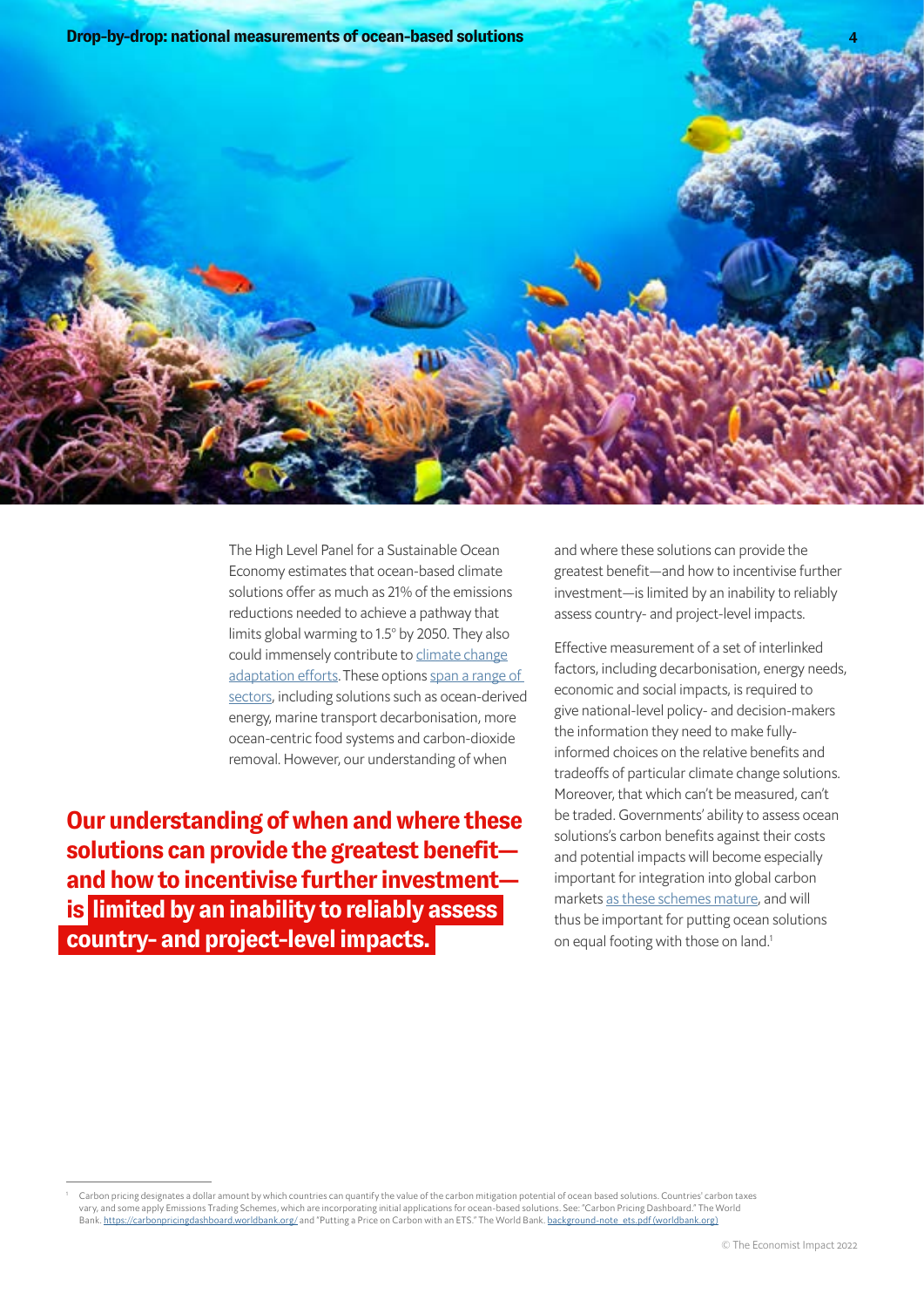The High Level Panel for a Sustainable Ocean Economy estimates that ocean-based climate solutions offer as much as 21% of the emissions reductions needed to achieve a pathway that limits global warming to 1.5° by 2050. They also could immensely contribute to climate change adaptation efforts. These options span a range of sectors, including solutions such as ocean-derived energy, marine transport decarbonisation, more ocean-centric food systems and carbon-dioxide removal. However, our understanding of when and where these solutions can provide the greatest benefit—and how to incentivise further investment—is limited by an inability to reliably assess country- and project-level impacts.

**Our understanding of when and where these solutions can provide the greatest benefit—and how to incentivise further investment—is limited by an inability to reliably assess country- and project-level impacts.**

Effective measurement of a set of interlinked factors, including decarbonisation, energy needs, economic and social impacts, is required to give national-level policy- and decision-makers the information they need to make fully-informed choices on the relative benefits and tradeoffs of particular climate change solutions. Moreover, that which can't be measured, can't be traded. Governments' ability to assess ocean solutions's carbon benefits against their costs and potential impacts will become especially important for integration into global carbon markets as these schemes mature, and will thus be important for putting ocean solutions on equal footing with those on land.[1]

---

[1] Carbon pricing designates a dollar amount by which countries can quantify the value of the carbon mitigation potential of ocean based solutions. Countries' carbon taxes vary, and some apply Emissions Trading Schemes, which are incorporating initial applications for ocean-based solutions. See: "Carbon Pricing Dashboard." The World Bank. https://carbonpricingdashboard.worldbank.org/ and "Putting a Price on Carbon with an ETS." The World Bank. background-note_ets.pdf (worldbank.org)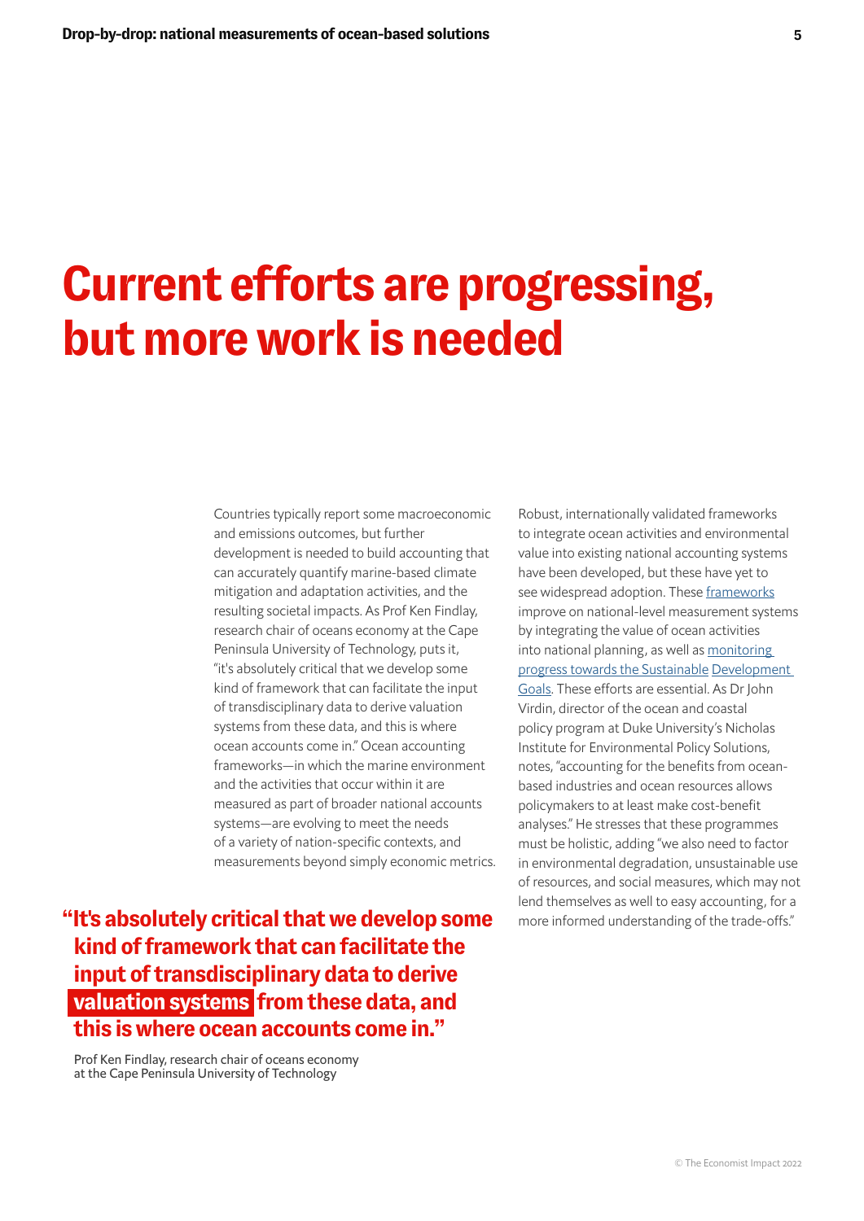# Current efforts are progressing, but more work is needed

Countries typically report some macroeconomic and emissions outcomes, but further development is needed to build accounting that can accurately quantify marine-based climate mitigation and adaptation activities, and the resulting societal impacts. As Prof Ken Findlay, research chair of oceans economy at the Cape Peninsula University of Technology, puts it, "it's absolutely critical that we develop some kind of framework that can facilitate the input of transdisciplinary data to derive valuation systems from these data, and this is where ocean accounts come in." Ocean accounting frameworks—in which the marine environment and the activities that occur within it are measured as part of broader national accounts systems—are evolving to meet the needs of a variety of nation-specific contexts, and measurements beyond simply economic metrics.

> **"It's absolutely critical that we develop some kind of framework that can facilitate the input of transdisciplinary data to derive valuation systems from these data, and this is where ocean accounts come in."**
>
> Prof Ken Findlay, research chair of oceans economy at the Cape Peninsula University of Technology

Robust, internationally validated frameworks to integrate ocean activities and environmental value into existing national accounting systems have been developed, but these have yet to see widespread adoption. These frameworks improve on national-level measurement systems by integrating the value of ocean activities into national planning, as well as monitoring progress towards the Sustainable Development Goals. These efforts are essential. As Dr John Virdin, director of the ocean and coastal policy program at Duke University's Nicholas Institute for Environmental Policy Solutions, notes, "accounting for the benefits from ocean-based industries and ocean resources allows policymakers to at least make cost-benefit analyses." He stresses that these programmes must be holistic, adding "we also need to factor in environmental degradation, unsustainable use of resources, and social measures, which may not lend themselves as well to easy accounting, for a more informed understanding of the trade-offs."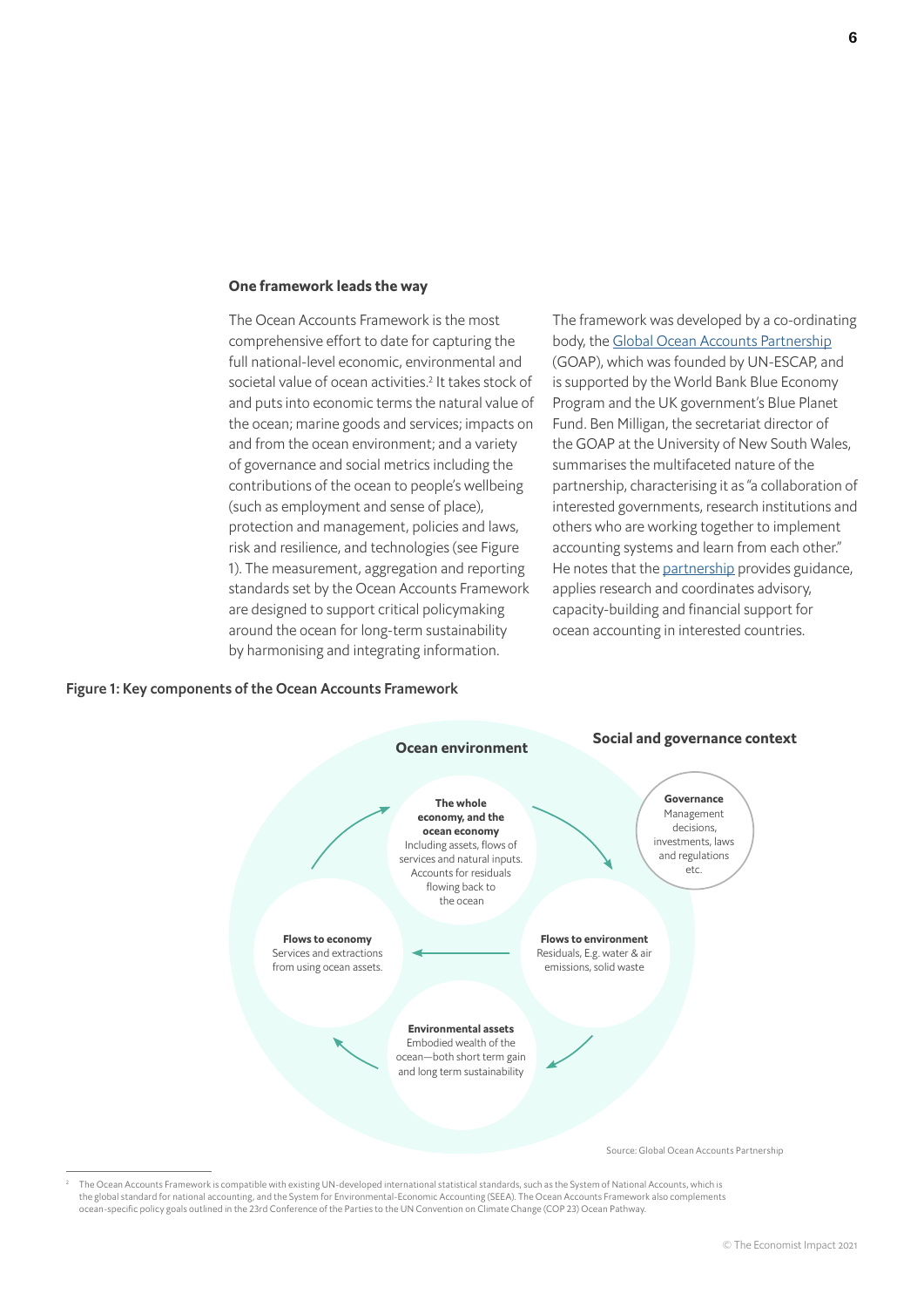### One framework leads the way

The Ocean Accounts Framework is the most comprehensive effort to date for capturing the full national-level economic, environmental and societal value of ocean activities.[2] It takes stock of and puts into economic terms the natural value of the ocean; marine goods and services; impacts on and from the ocean environment; and a variety of governance and social metrics including the contributions of the ocean to people's wellbeing (such as employment and sense of place), protection and management, policies and laws, risk and resilience, and technologies (see Figure 1). The measurement, aggregation and reporting standards set by the Ocean Accounts Framework are designed to support critical policymaking around the ocean for long-term sustainability by harmonising and integrating information.

The framework was developed by a co-ordinating body, the Global Ocean Accounts Partnership (GOAP), which was founded by UN-ESCAP, and is supported by the World Bank Blue Economy Program and the UK government's Blue Planet Fund. Ben Milligan, the secretariat director of the GOAP at the University of New South Wales, summarises the multifaceted nature of the partnership, characterising it as "a collaboration of interested governments, research institutions and others who are working together to implement accounting systems and learn from each other." He notes that the partnership provides guidance, applies research and coordinates advisory, capacity-building and financial support for ocean accounting in interested countries.

**Figure 1: Key components of the Ocean Accounts Framework**

**Ocean environment**

**Social and governance context**

**The whole economy, and the ocean economy**
Including assets, flows of services and natural inputs. Accounts for residuals flowing back to the ocean

**Governance**
Management decisions, investments, laws and regulations etc.

**Flows to economy**
Services and extractions from using ocean assets.

**Flows to environment**
Residuals, E.g. water & air emissions, solid waste

**Environmental assets**
Embodied wealth of the ocean—both short term gain and long term sustainability

Source: Global Ocean Accounts Partnership

[2] The Ocean Accounts Framework is compatible with existing UN-developed international statistical standards, such as the System of National Accounts, which is the global standard for national accounting, and the System for Environmental-Economic Accounting (SEEA). The Ocean Accounts Framework also complements ocean-specific policy goals outlined in the 23rd Conference of the Parties to the UN Convention on Climate Change (COP 23) Ocean Pathway.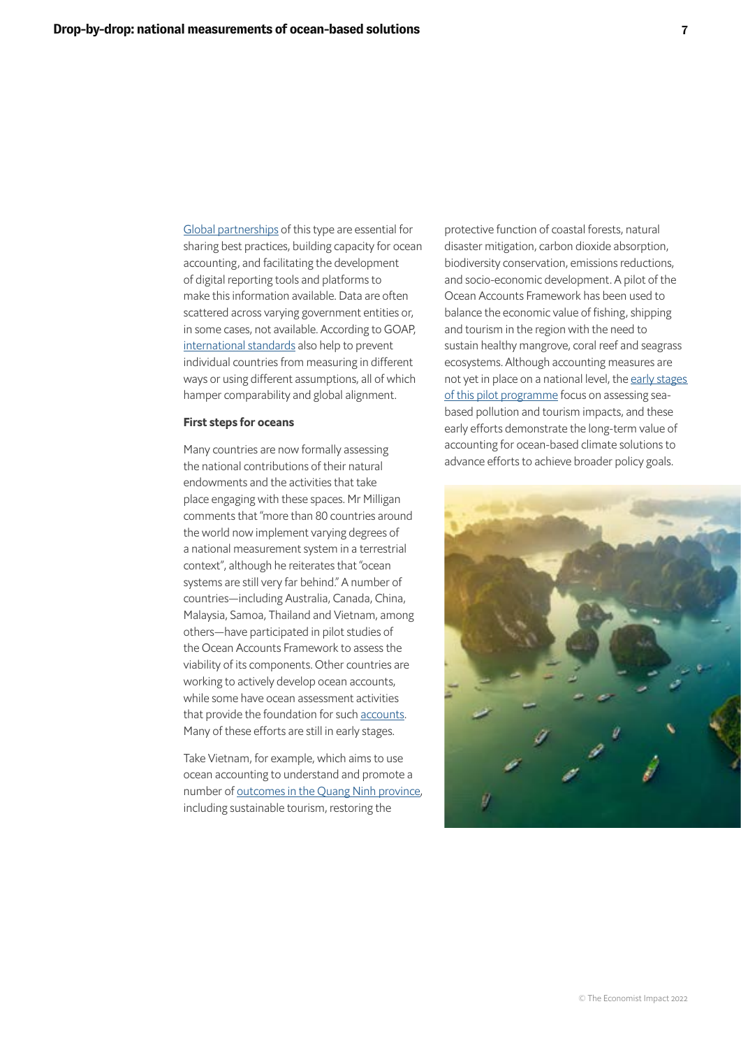Global partnerships of this type are essential for sharing best practices, building capacity for ocean accounting, and facilitating the development of digital reporting tools and platforms to make this information available. Data are often scattered across varying government entities or, in some cases, not available. According to GOAP, international standards also help to prevent individual countries from measuring in different ways or using different assumptions, all of which hamper comparability and global alignment.

### First steps for oceans

Many countries are now formally assessing the national contributions of their natural endowments and the activities that take place engaging with these spaces. Mr Milligan comments that "more than 80 countries around the world now implement varying degrees of a national measurement system in a terrestrial context", although he reiterates that "ocean systems are still very far behind." A number of countries—including Australia, Canada, China, Malaysia, Samoa, Thailand and Vietnam, among others—have participated in pilot studies of the Ocean Accounts Framework to assess the viability of its components. Other countries are working to actively develop ocean accounts, while some have ocean assessment activities that provide the foundation for such accounts. Many of these efforts are still in early stages.

Take Vietnam, for example, which aims to use ocean accounting to understand and promote a number of outcomes in the Quang Ninh province, including sustainable tourism, restoring the protective function of coastal forests, natural disaster mitigation, carbon dioxide absorption, biodiversity conservation, emissions reductions, and socio-economic development. A pilot of the Ocean Accounts Framework has been used to balance the economic value of fishing, shipping and tourism in the region with the need to sustain healthy mangrove, coral reef and seagrass ecosystems. Although accounting measures are not yet in place on a national level, the early stages of this pilot programme focus on assessing sea-based pollution and tourism impacts, and these early efforts demonstrate the long-term value of accounting for ocean-based climate solutions to advance efforts to achieve broader policy goals.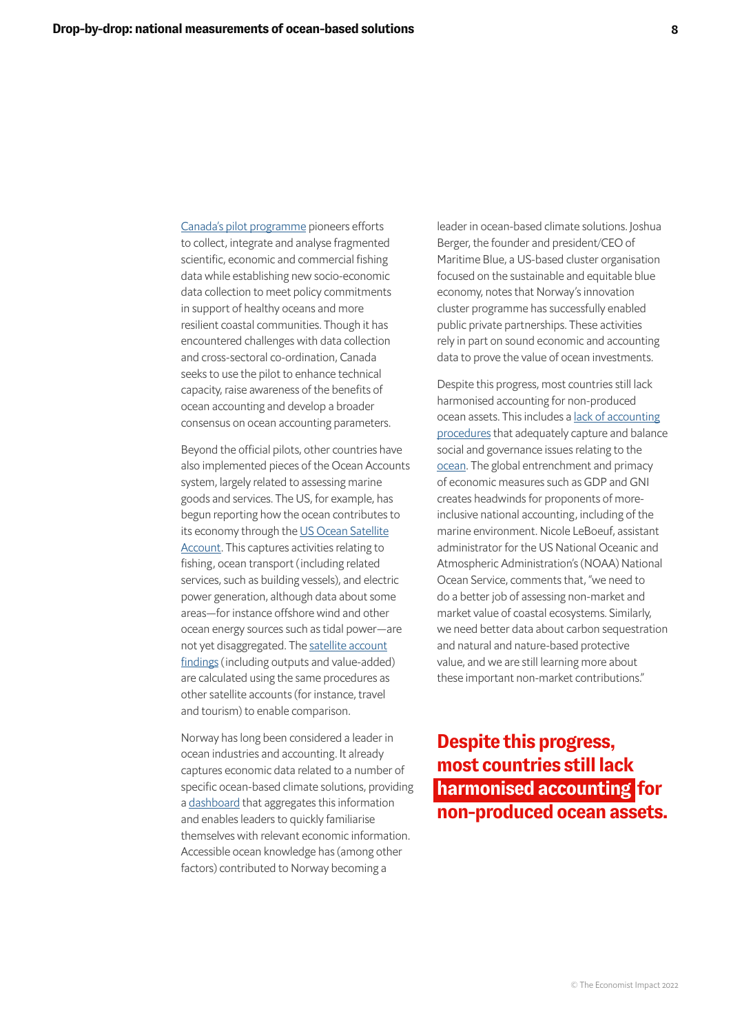Canada's pilot programme pioneers efforts to collect, integrate and analyse fragmented scientific, economic and commercial fishing data while establishing new socio-economic data collection to meet policy commitments in support of healthy oceans and more resilient coastal communities. Though it has encountered challenges with data collection and cross-sectoral co-ordination, Canada seeks to use the pilot to enhance technical capacity, raise awareness of the benefits of ocean accounting and develop a broader consensus on ocean accounting parameters.

Beyond the official pilots, other countries have also implemented pieces of the Ocean Accounts system, largely related to assessing marine goods and services. The US, for example, has begun reporting how the ocean contributes to its economy through the US Ocean Satellite Account. This captures activities relating to fishing, ocean transport (including related services, such as building vessels), and electric power generation, although data about some areas—for instance offshore wind and other ocean energy sources such as tidal power—are not yet disaggregated. The satellite account findings (including outputs and value-added) are calculated using the same procedures as other satellite accounts (for instance, travel and tourism) to enable comparison.

Norway has long been considered a leader in ocean industries and accounting. It already captures economic data related to a number of specific ocean-based climate solutions, providing a dashboard that aggregates this information and enables leaders to quickly familiarise themselves with relevant economic information. Accessible ocean knowledge has (among other factors) contributed to Norway becoming a leader in ocean-based climate solutions. Joshua Berger, the founder and president/CEO of Maritime Blue, a US-based cluster organisation focused on the sustainable and equitable blue economy, notes that Norway's innovation cluster programme has successfully enabled public private partnerships. These activities rely in part on sound economic and accounting data to prove the value of ocean investments.

Despite this progress, most countries still lack harmonised accounting for non-produced ocean assets. This includes a lack of accounting procedures that adequately capture and balance social and governance issues relating to the ocean. The global entrenchment and primacy of economic measures such as GDP and GNI creates headwinds for proponents of more-inclusive national accounting, including of the marine environment. Nicole LeBoeuf, assistant administrator for the US National Oceanic and Atmospheric Administration's (NOAA) National Ocean Service, comments that, "we need to do a better job of assessing non-market and market value of coastal ecosystems. Similarly, we need better data about carbon sequestration and natural and nature-based protective value, and we are still learning more about these important non-market contributions."

**Despite this progress, most countries still lack harmonised accounting for non-produced ocean assets.**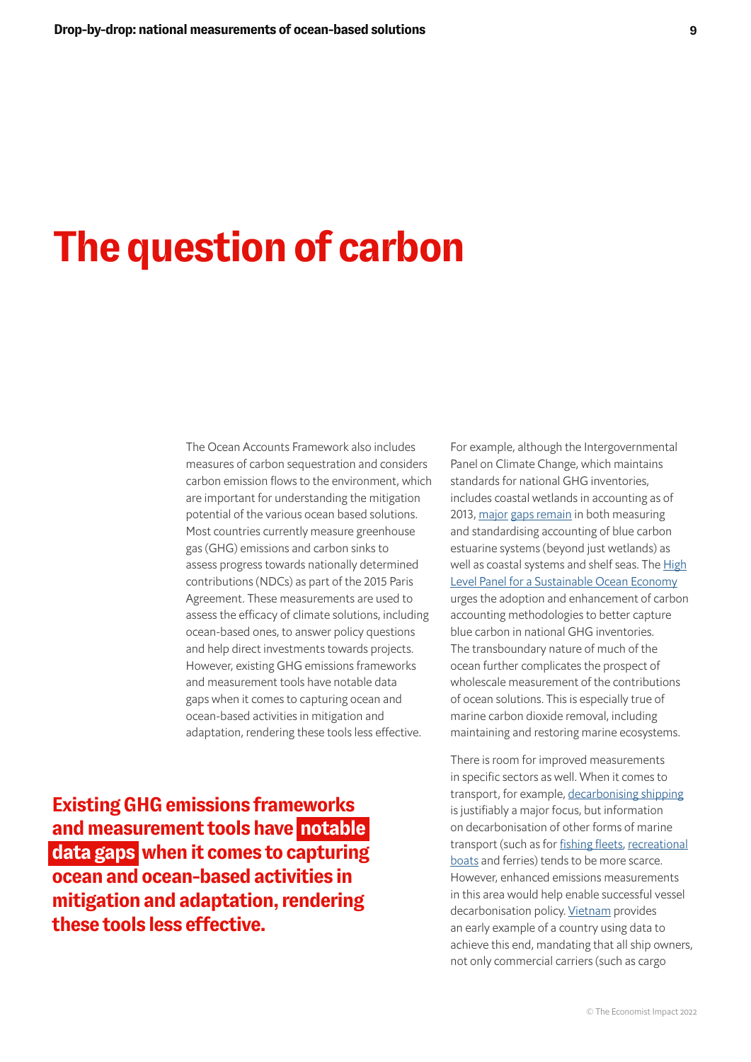# The question of carbon

The Ocean Accounts Framework also includes measures of carbon sequestration and considers carbon emission flows to the environment, which are important for understanding the mitigation potential of the various ocean based solutions. Most countries currently measure greenhouse gas (GHG) emissions and carbon sinks to assess progress towards nationally determined contributions (NDCs) as part of the 2015 Paris Agreement. These measurements are used to assess the efficacy of climate solutions, including ocean-based ones, to answer policy questions and help direct investments towards projects. However, existing GHG emissions frameworks and measurement tools have notable data gaps when it comes to capturing ocean and ocean-based activities in mitigation and adaptation, rendering these tools less effective.

**Existing GHG emissions frameworks and measurement tools have notable data gaps when it comes to capturing ocean and ocean-based activities in mitigation and adaptation, rendering these tools less effective.**

For example, although the Intergovernmental Panel on Climate Change, which maintains standards for national GHG inventories, includes coastal wetlands in accounting as of 2013, major gaps remain in both measuring and standardising accounting of blue carbon estuarine systems (beyond just wetlands) as well as coastal systems and shelf seas. The High Level Panel for a Sustainable Ocean Economy urges the adoption and enhancement of carbon accounting methodologies to better capture blue carbon in national GHG inventories. The transboundary nature of much of the ocean further complicates the prospect of wholescale measurement of the contributions of ocean solutions. This is especially true of marine carbon dioxide removal, including maintaining and restoring marine ecosystems.

There is room for improved measurements in specific sectors as well. When it comes to transport, for example, decarbonising shipping is justifiably a major focus, but information on decarbonisation of other forms of marine transport (such as for fishing fleets, recreational boats and ferries) tends to be more scarce. However, enhanced emissions measurements in this area would help enable successful vessel decarbonisation policy. Vietnam provides an early example of a country using data to achieve this end, mandating that all ship owners, not only commercial carriers (such as cargo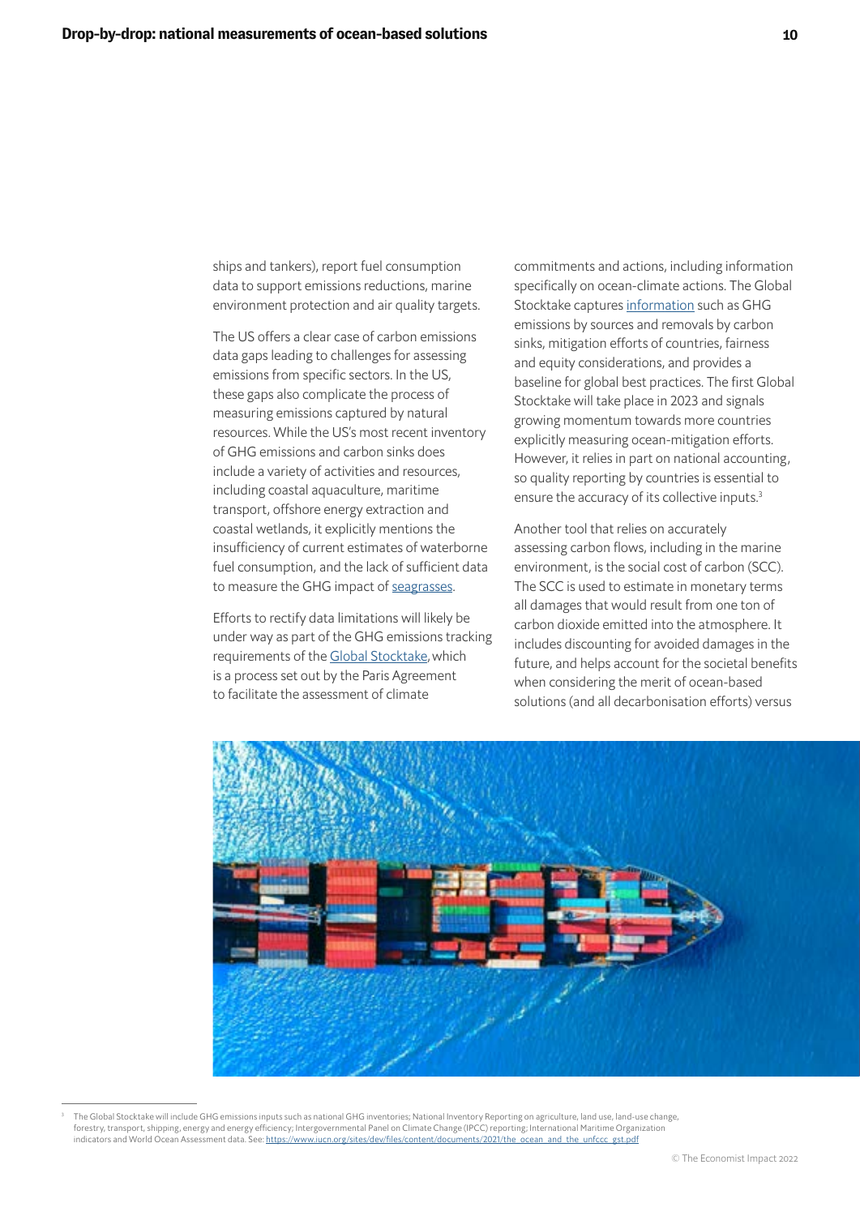ships and tankers), report fuel consumption data to support emissions reductions, marine environment protection and air quality targets.

The US offers a clear case of carbon emissions data gaps leading to challenges for assessing emissions from specific sectors. In the US, these gaps also complicate the process of measuring emissions captured by natural resources. While the US's most recent inventory of GHG emissions and carbon sinks does include a variety of activities and resources, including coastal aquaculture, maritime transport, offshore energy extraction and coastal wetlands, it explicitly mentions the insufficiency of current estimates of waterborne fuel consumption, and the lack of sufficient data to measure the GHG impact of seagrasses.

Efforts to rectify data limitations will likely be under way as part of the GHG emissions tracking requirements of the Global Stocktake, which is a process set out by the Paris Agreement to facilitate the assessment of climate commitments and actions, including information specifically on ocean-climate actions. The Global Stocktake captures information such as GHG emissions by sources and removals by carbon sinks, mitigation efforts of countries, fairness and equity considerations, and provides a baseline for global best practices. The first Global Stocktake will take place in 2023 and signals growing momentum towards more countries explicitly measuring ocean-mitigation efforts. However, it relies in part on national accounting, so quality reporting by countries is essential to ensure the accuracy of its collective inputs.[3]

Another tool that relies on accurately assessing carbon flows, including in the marine environment, is the social cost of carbon (SCC). The SCC is used to estimate in monetary terms all damages that would result from one ton of carbon dioxide emitted into the atmosphere. It includes discounting for avoided damages in the future, and helps account for the societal benefits when considering the merit of ocean-based solutions (and all decarbonisation efforts) versus

[3] The Global Stocktake will include GHG emissions inputs such as national GHG inventories; National Inventory Reporting on agriculture, land use, land-use change, forestry, transport, shipping, energy and energy efficiency; Intergovernmental Panel on Climate Change (IPCC) reporting; International Maritime Organization indicators and World Ocean Assessment data. See: https://www.iucn.org/sites/dev/files/content/documents/2021/the_ocean_and_the_unfccc_gst.pdf

© The Economist Impact 2022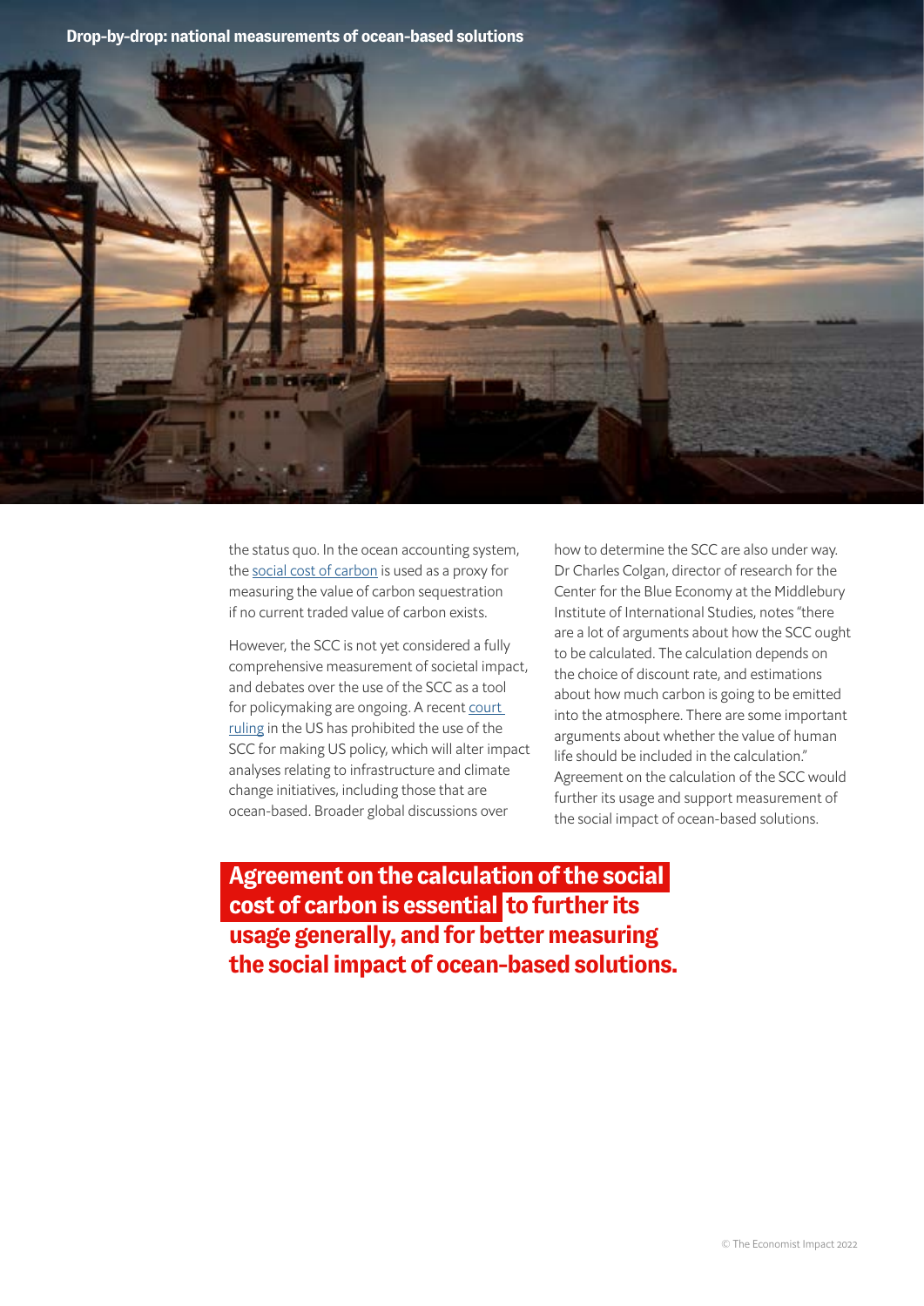the status quo. In the ocean accounting system, the social cost of carbon is used as a proxy for measuring the value of carbon sequestration if no current traded value of carbon exists.

However, the SCC is not yet considered a fully comprehensive measurement of societal impact, and debates over the use of the SCC as a tool for policymaking are ongoing. A recent court ruling in the US has prohibited the use of the SCC for making US policy, which will alter impact analyses relating to infrastructure and climate change initiatives, including those that are ocean-based. Broader global discussions over how to determine the SCC are also under way. Dr Charles Colgan, director of research for the Center for the Blue Economy at the Middlebury Institute of International Studies, notes "there are a lot of arguments about how the SCC ought to be calculated. The calculation depends on the choice of discount rate, and estimations about how much carbon is going to be emitted into the atmosphere. There are some important arguments about whether the value of human life should be included in the calculation." Agreement on the calculation of the SCC would further its usage and support measurement of the social impact of ocean-based solutions.

**Agreement on the calculation of the social cost of carbon is essential to further its usage generally, and for better measuring the social impact of ocean-based solutions.**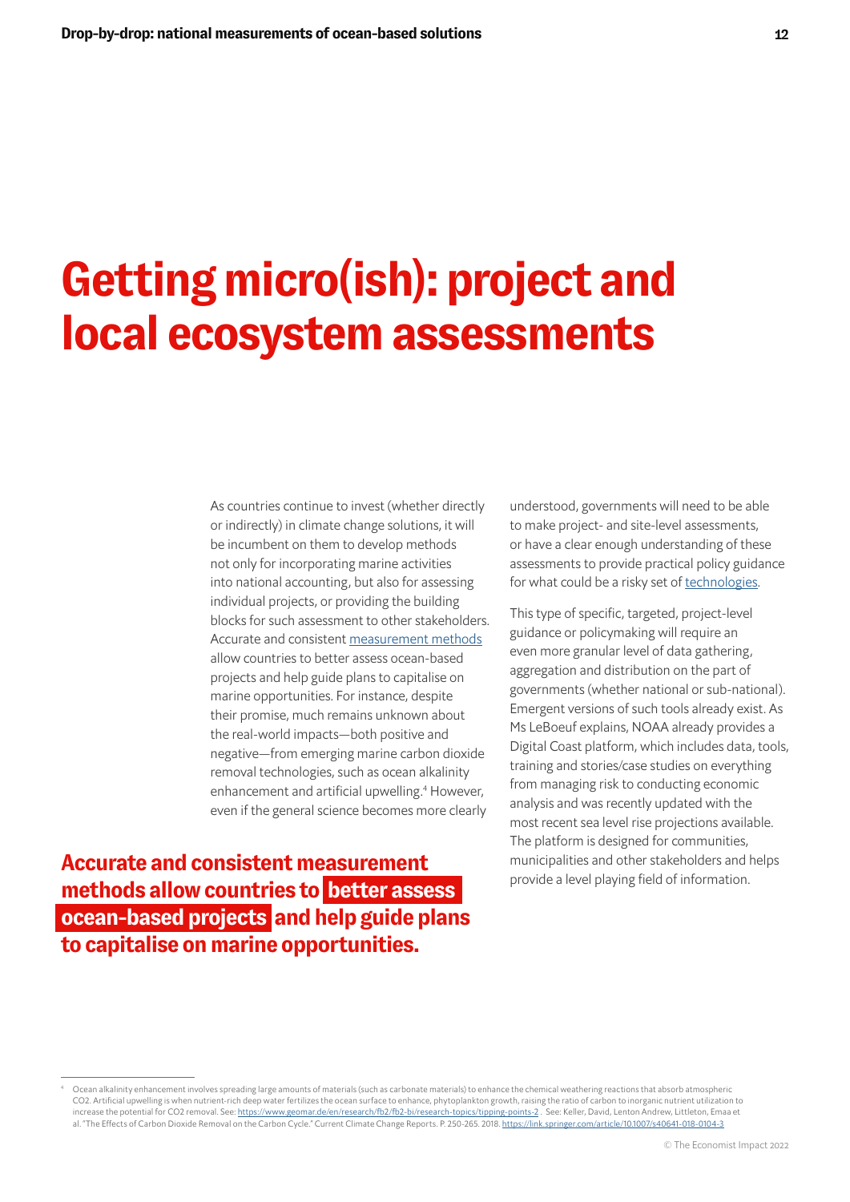# Getting micro(ish): project and local ecosystem assessments

As countries continue to invest (whether directly or indirectly) in climate change solutions, it will be incumbent on them to develop methods not only for incorporating marine activities into national accounting, but also for assessing individual projects, or providing the building blocks for such assessment to other stakeholders. Accurate and consistent measurement methods allow countries to better assess ocean-based projects and help guide plans to capitalise on marine opportunities. For instance, despite their promise, much remains unknown about the real-world impacts—both positive and negative—from emerging marine carbon dioxide removal technologies, such as ocean alkalinity enhancement and artificial upwelling.[4] However, even if the general science becomes more clearly understood, governments will need to be able to make project- and site-level assessments, or have a clear enough understanding of these assessments to provide practical policy guidance for what could be a risky set of technologies.

**Accurate and consistent measurement methods allow countries to better assess ocean-based projects and help guide plans to capitalise on marine opportunities.**

This type of specific, targeted, project-level guidance or policymaking will require an even more granular level of data gathering, aggregation and distribution on the part of governments (whether national or sub-national). Emergent versions of such tools already exist. As Ms LeBoeuf explains, NOAA already provides a Digital Coast platform, which includes data, tools, training and stories/case studies on everything from managing risk to conducting economic analysis and was recently updated with the most recent sea level rise projections available. The platform is designed for communities, municipalities and other stakeholders and helps provide a level playing field of information.

[4] Ocean alkalinity enhancement involves spreading large amounts of materials (such as carbonate materials) to enhance the chemical weathering reactions that absorb atmospheric CO2. Artificial upwelling is when nutrient-rich deep water fertilizes the ocean surface to enhance, phytoplankton growth, raising the ratio of carbon to inorganic nutrient utilization to increase the potential for CO2 removal. See: https://www.geomar.de/en/research/fb2/fb2-bi/research-topics/tipping-points-2 . See: Keller, David, Lenton Andrew, Littleton, Emaa et al. "The Effects of Carbon Dioxide Removal on the Carbon Cycle." Current Climate Change Reports. P. 250-265. 2018. https://link.springer.com/article/10.1007/s40641-018-0104-3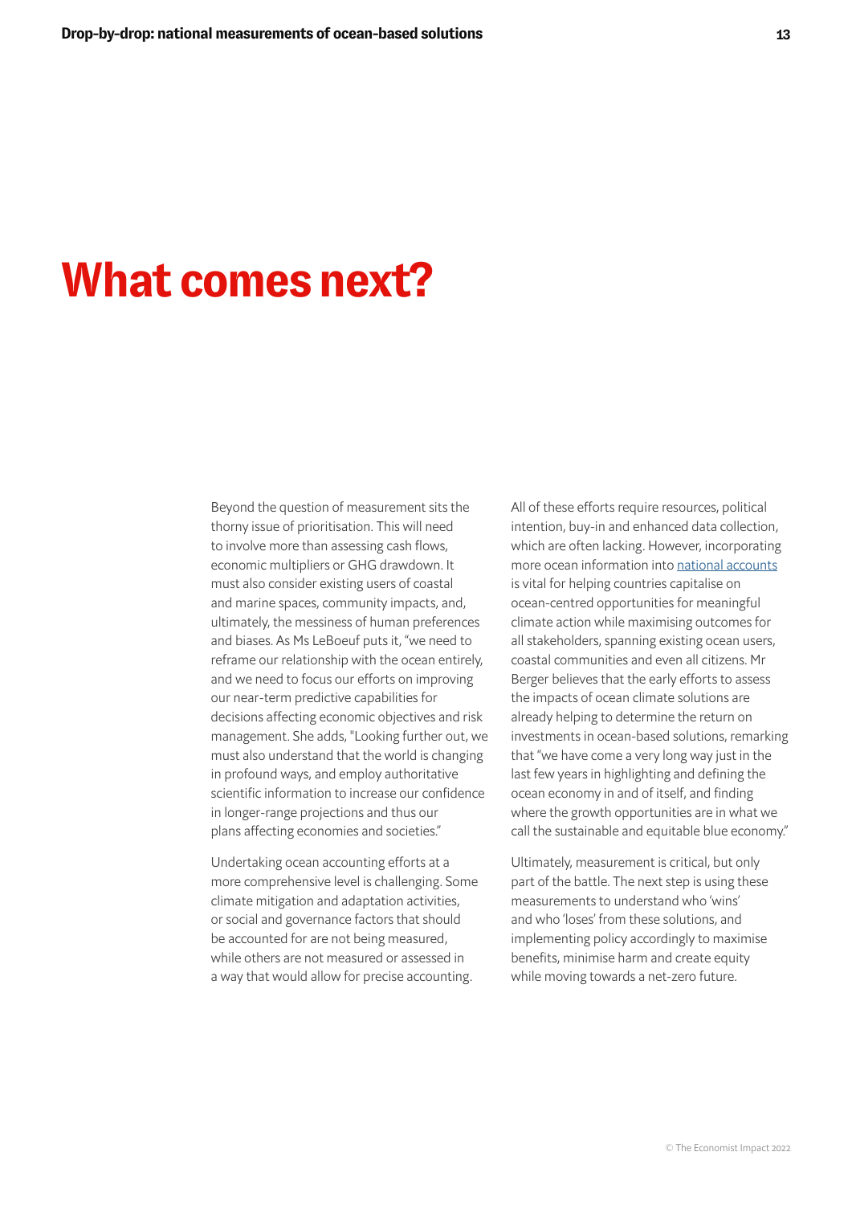# What comes next?

Beyond the question of measurement sits the thorny issue of prioritisation. This will need to involve more than assessing cash flows, economic multipliers or GHG drawdown. It must also consider existing users of coastal and marine spaces, community impacts, and, ultimately, the messiness of human preferences and biases. As Ms LeBoeuf puts it, "we need to reframe our relationship with the ocean entirely, and we need to focus our efforts on improving our near-term predictive capabilities for decisions affecting economic objectives and risk management. She adds, "Looking further out, we must also understand that the world is changing in profound ways, and employ authoritative scientific information to increase our confidence in longer-range projections and thus our plans affecting economies and societies."

Undertaking ocean accounting efforts at a more comprehensive level is challenging. Some climate mitigation and adaptation activities, or social and governance factors that should be accounted for are not being measured, while others are not measured or assessed in a way that would allow for precise accounting.

All of these efforts require resources, political intention, buy-in and enhanced data collection, which are often lacking. However, incorporating more ocean information into national accounts is vital for helping countries capitalise on ocean-centred opportunities for meaningful climate action while maximising outcomes for all stakeholders, spanning existing ocean users, coastal communities and even all citizens. Mr Berger believes that the early efforts to assess the impacts of ocean climate solutions are already helping to determine the return on investments in ocean-based solutions, remarking that "we have come a very long way just in the last few years in highlighting and defining the ocean economy in and of itself, and finding where the growth opportunities are in what we call the sustainable and equitable blue economy."

Ultimately, measurement is critical, but only part of the battle. The next step is using these measurements to understand who 'wins' and who 'loses' from these solutions, and implementing policy accordingly to maximise benefits, minimise harm and create equity while moving towards a net-zero future.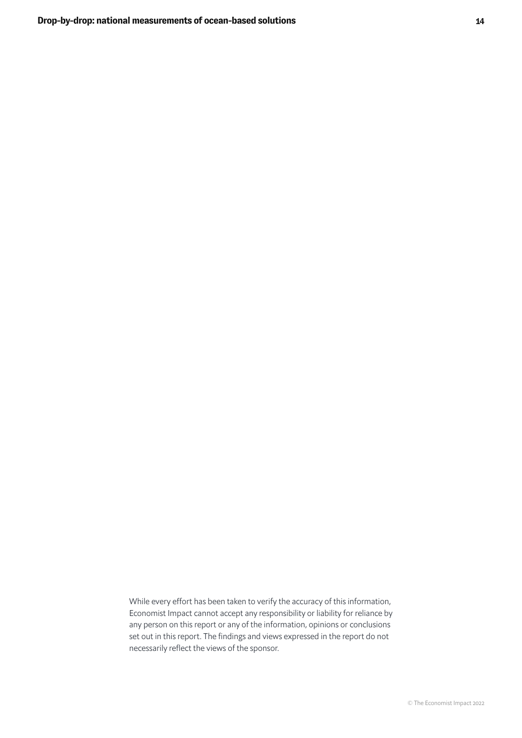While every effort has been taken to verify the accuracy of this information, Economist Impact cannot accept any responsibility or liability for reliance by any person on this report or any of the information, opinions or conclusions set out in this report. The findings and views expressed in the report do not necessarily reflect the views of the sponsor.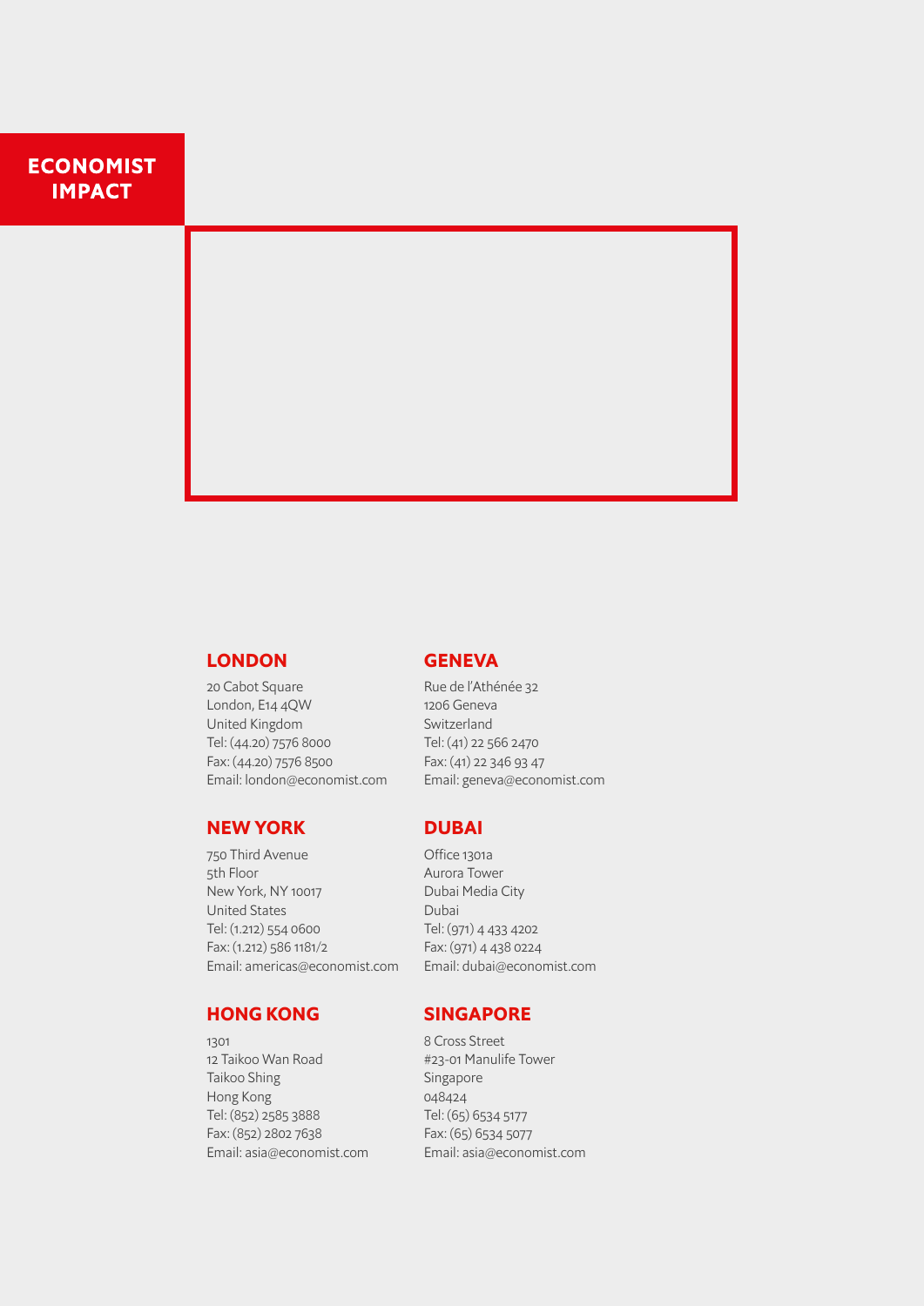**ECONOMIST IMPACT**

## LONDON

20 Cabot Square
London, E14 4QW
United Kingdom
Tel: (44.20) 7576 8000
Fax: (44.20) 7576 8500
Email: london@economist.com

## GENEVA

Rue de l'Athénée 32
1206 Geneva
Switzerland
Tel: (41) 22 566 2470
Fax: (41) 22 346 93 47
Email: geneva@economist.com

## NEW YORK

750 Third Avenue
5th Floor
New York, NY 10017
United States
Tel: (1.212) 554 0600
Fax: (1.212) 586 1181/2
Email: americas@economist.com

## DUBAI

Office 1301a
Aurora Tower
Dubai Media City
Dubai
Tel: (971) 4 433 4202
Fax: (971) 4 438 0224
Email: dubai@economist.com

## HONG KONG

1301
12 Taikoo Wan Road
Taikoo Shing
Hong Kong
Tel: (852) 2585 3888
Fax: (852) 2802 7638
Email: asia@economist.com

## SINGAPORE

8 Cross Street
#23-01 Manulife Tower
Singapore
048424
Tel: (65) 6534 5177
Fax: (65) 6534 5077
Email: asia@economist.com